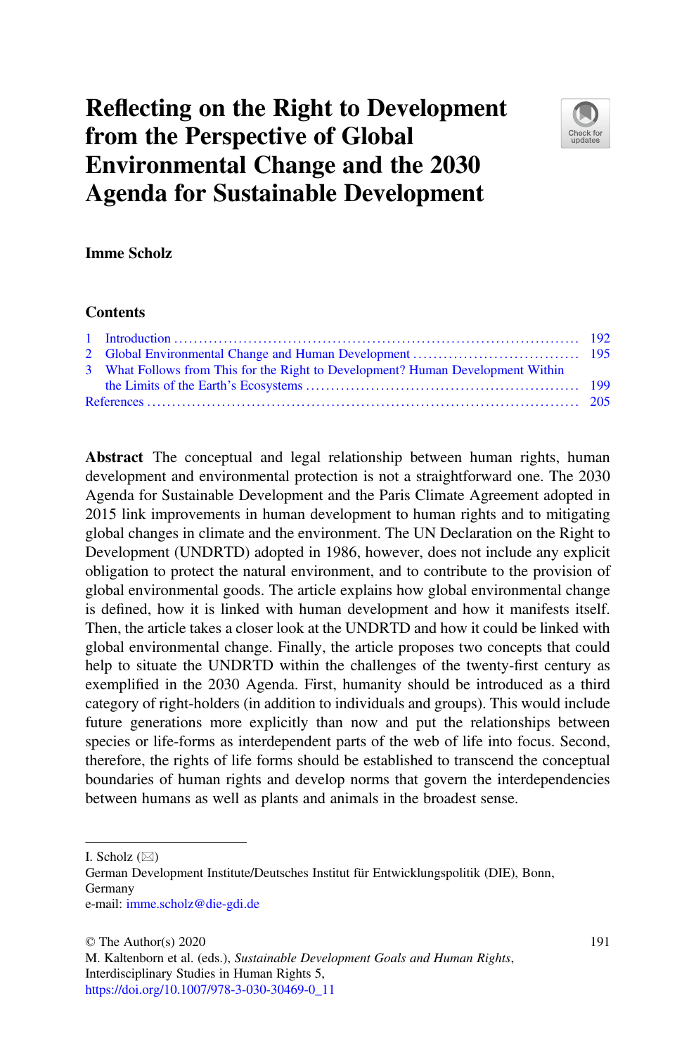# Reflecting on the Right to Development from the Perspective of Global Environmental Change and the 2030 Agenda for Sustainable Development

**Imme Scholz**

## Contents

1 Introduction ..... 192
2 Global Environmental Change and Human Development ..... 195
3 What Follows from This for the Right to Development? Human Development Within the Limits of the Earth's Ecosystems ..... 199
References ..... 205

**Abstract** The conceptual and legal relationship between human rights, human development and environmental protection is not a straightforward one. The 2030 Agenda for Sustainable Development and the Paris Climate Agreement adopted in 2015 link improvements in human development to human rights and to mitigating global changes in climate and the environment. The UN Declaration on the Right to Development (UNDRTD) adopted in 1986, however, does not include any explicit obligation to protect the natural environment, and to contribute to the provision of global environmental goods. The article explains how global environmental change is defined, how it is linked with human development and how it manifests itself. Then, the article takes a closer look at the UNDRTD and how it could be linked with global environmental change. Finally, the article proposes two concepts that could help to situate the UNDRTD within the challenges of the twenty-first century as exemplified in the 2030 Agenda. First, humanity should be introduced as a third category of right-holders (in addition to individuals and groups). This would include future generations more explicitly than now and put the relationships between species or life-forms as interdependent parts of the web of life into focus. Second, therefore, the rights of life forms should be established to transcend the conceptual boundaries of human rights and develop norms that govern the interdependencies between humans as well as plants and animals in the broadest sense.

---

I. Scholz (✉)
German Development Institute/Deutsches Institut für Entwicklungspolitik (DIE), Bonn, Germany
e-mail: imme.scholz@die-gdi.de

© The Author(s) 2020
M. Kaltenborn et al. (eds.), *Sustainable Development Goals and Human Rights*, Interdisciplinary Studies in Human Rights 5,
https://doi.org/10.1007/978-3-030-30469-0_11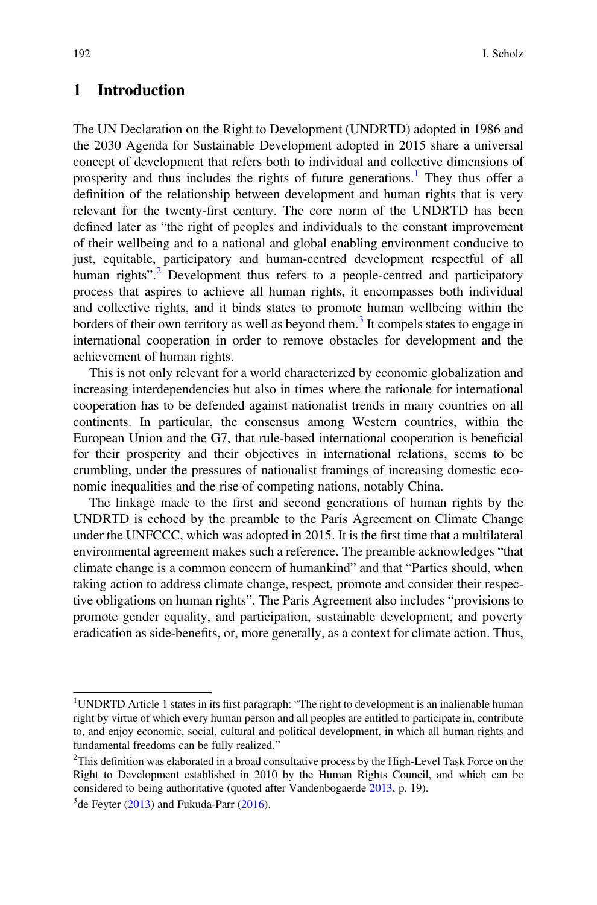# 1 Introduction

The UN Declaration on the Right to Development (UNDRTD) adopted in 1986 and the 2030 Agenda for Sustainable Development adopted in 2015 share a universal concept of development that refers both to individual and collective dimensions of prosperity and thus includes the rights of future generations.[1] They thus offer a definition of the relationship between development and human rights that is very relevant for the twenty-first century. The core norm of the UNDRTD has been defined later as "the right of peoples and individuals to the constant improvement of their wellbeing and to a national and global enabling environment conducive to just, equitable, participatory and human-centred development respectful of all human rights".[2] Development thus refers to a people-centred and participatory process that aspires to achieve all human rights, it encompasses both individual and collective rights, and it binds states to promote human wellbeing within the borders of their own territory as well as beyond them.[3] It compels states to engage in international cooperation in order to remove obstacles for development and the achievement of human rights.

This is not only relevant for a world characterized by economic globalization and increasing interdependencies but also in times where the rationale for international cooperation has to be defended against nationalist trends in many countries on all continents. In particular, the consensus among Western countries, within the European Union and the G7, that rule-based international cooperation is beneficial for their prosperity and their objectives in international relations, seems to be crumbling, under the pressures of nationalist framings of increasing domestic economic inequalities and the rise of competing nations, notably China.

The linkage made to the first and second generations of human rights by the UNDRTD is echoed by the preamble to the Paris Agreement on Climate Change under the UNFCCC, which was adopted in 2015. It is the first time that a multilateral environmental agreement makes such a reference. The preamble acknowledges "that climate change is a common concern of humankind" and that "Parties should, when taking action to address climate change, respect, promote and consider their respective obligations on human rights". The Paris Agreement also includes "provisions to promote gender equality, and participation, sustainable development, and poverty eradication as side-benefits, or, more generally, as a context for climate action. Thus,

---

[1] UNDRTD Article 1 states in its first paragraph: "The right to development is an inalienable human right by virtue of which every human person and all peoples are entitled to participate in, contribute to, and enjoy economic, social, cultural and political development, in which all human rights and fundamental freedoms can be fully realized."

[2] This definition was elaborated in a broad consultative process by the High-Level Task Force on the Right to Development established in 2010 by the Human Rights Council, and which can be considered to being authoritative (quoted after Vandenbogaerde 2013, p. 19).

[3] de Feyter (2013) and Fukuda-Parr (2016).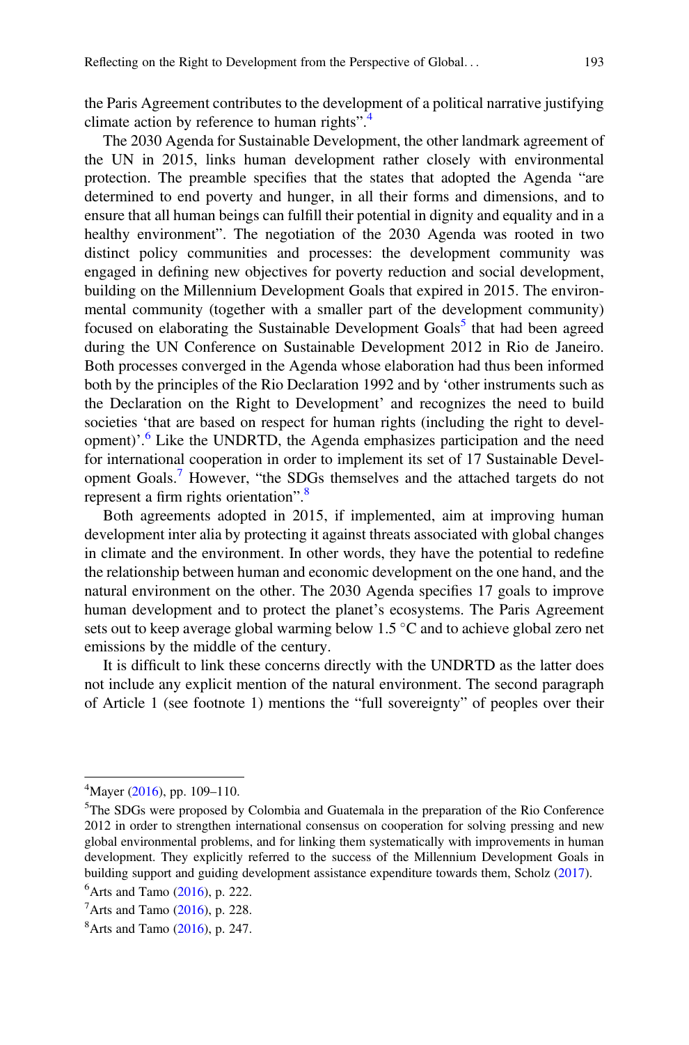the Paris Agreement contributes to the development of a political narrative justifying climate action by reference to human rights".[4]

The 2030 Agenda for Sustainable Development, the other landmark agreement of the UN in 2015, links human development rather closely with environmental protection. The preamble specifies that the states that adopted the Agenda "are determined to end poverty and hunger, in all their forms and dimensions, and to ensure that all human beings can fulfill their potential in dignity and equality and in a healthy environment". The negotiation of the 2030 Agenda was rooted in two distinct policy communities and processes: the development community was engaged in defining new objectives for poverty reduction and social development, building on the Millennium Development Goals that expired in 2015. The environmental community (together with a smaller part of the development community) focused on elaborating the Sustainable Development Goals[5] that had been agreed during the UN Conference on Sustainable Development 2012 in Rio de Janeiro. Both processes converged in the Agenda whose elaboration had thus been informed both by the principles of the Rio Declaration 1992 and by 'other instruments such as the Declaration on the Right to Development' and recognizes the need to build societies 'that are based on respect for human rights (including the right to development)'.[6] Like the UNDRTD, the Agenda emphasizes participation and the need for international cooperation in order to implement its set of 17 Sustainable Development Goals.[7] However, "the SDGs themselves and the attached targets do not represent a firm rights orientation".[8]

Both agreements adopted in 2015, if implemented, aim at improving human development inter alia by protecting it against threats associated with global changes in climate and the environment. In other words, they have the potential to redefine the relationship between human and economic development on the one hand, and the natural environment on the other. The 2030 Agenda specifies 17 goals to improve human development and to protect the planet's ecosystems. The Paris Agreement sets out to keep average global warming below 1.5 °C and to achieve global zero net emissions by the middle of the century.

It is difficult to link these concerns directly with the UNDRTD as the latter does not include any explicit mention of the natural environment. The second paragraph of Article 1 (see footnote 1) mentions the "full sovereignty" of peoples over their

---

[4] Mayer (2016), pp. 109–110.

[5] The SDGs were proposed by Colombia and Guatemala in the preparation of the Rio Conference 2012 in order to strengthen international consensus on cooperation for solving pressing and new global environmental problems, and for linking them systematically with improvements in human development. They explicitly referred to the success of the Millennium Development Goals in building support and guiding development assistance expenditure towards them, Scholz (2017).

[6] Arts and Tamo (2016), p. 222.

[7] Arts and Tamo (2016), p. 228.

[8] Arts and Tamo (2016), p. 247.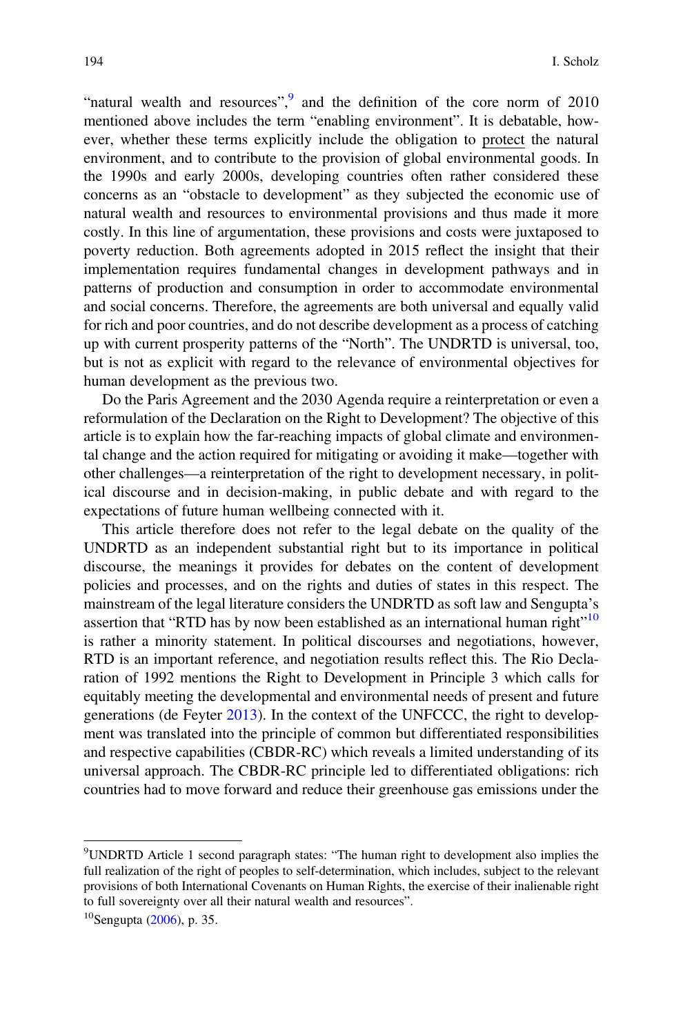"natural wealth and resources",[9] and the definition of the core norm of 2010 mentioned above includes the term "enabling environment". It is debatable, however, whether these terms explicitly include the obligation to <u>protect</u> the natural environment, and to contribute to the provision of global environmental goods. In the 1990s and early 2000s, developing countries often rather considered these concerns as an "obstacle to development" as they subjected the economic use of natural wealth and resources to environmental provisions and thus made it more costly. In this line of argumentation, these provisions and costs were juxtaposed to poverty reduction. Both agreements adopted in 2015 reflect the insight that their implementation requires fundamental changes in development pathways and in patterns of production and consumption in order to accommodate environmental and social concerns. Therefore, the agreements are both universal and equally valid for rich and poor countries, and do not describe development as a process of catching up with current prosperity patterns of the "North". The UNDRTD is universal, too, but is not as explicit with regard to the relevance of environmental objectives for human development as the previous two.

Do the Paris Agreement and the 2030 Agenda require a reinterpretation or even a reformulation of the Declaration on the Right to Development? The objective of this article is to explain how the far-reaching impacts of global climate and environmental change and the action required for mitigating or avoiding it make—together with other challenges—a reinterpretation of the right to development necessary, in political discourse and in decision-making, in public debate and with regard to the expectations of future human wellbeing connected with it.

This article therefore does not refer to the legal debate on the quality of the UNDRTD as an independent substantial right but to its importance in political discourse, the meanings it provides for debates on the content of development policies and processes, and on the rights and duties of states in this respect. The mainstream of the legal literature considers the UNDRTD as soft law and Sengupta's assertion that "RTD has by now been established as an international human right"[10] is rather a minority statement. In political discourses and negotiations, however, RTD is an important reference, and negotiation results reflect this. The Rio Declaration of 1992 mentions the Right to Development in Principle 3 which calls for equitably meeting the developmental and environmental needs of present and future generations (de Feyter 2013). In the context of the UNFCCC, the right to development was translated into the principle of common but differentiated responsibilities and respective capabilities (CBDR-RC) which reveals a limited understanding of its universal approach. The CBDR-RC principle led to differentiated obligations: rich countries had to move forward and reduce their greenhouse gas emissions under the

---

[9] UNDRTD Article 1 second paragraph states: "The human right to development also implies the full realization of the right of peoples to self-determination, which includes, subject to the relevant provisions of both International Covenants on Human Rights, the exercise of their inalienable right to full sovereignty over all their natural wealth and resources".

[10] Sengupta (2006), p. 35.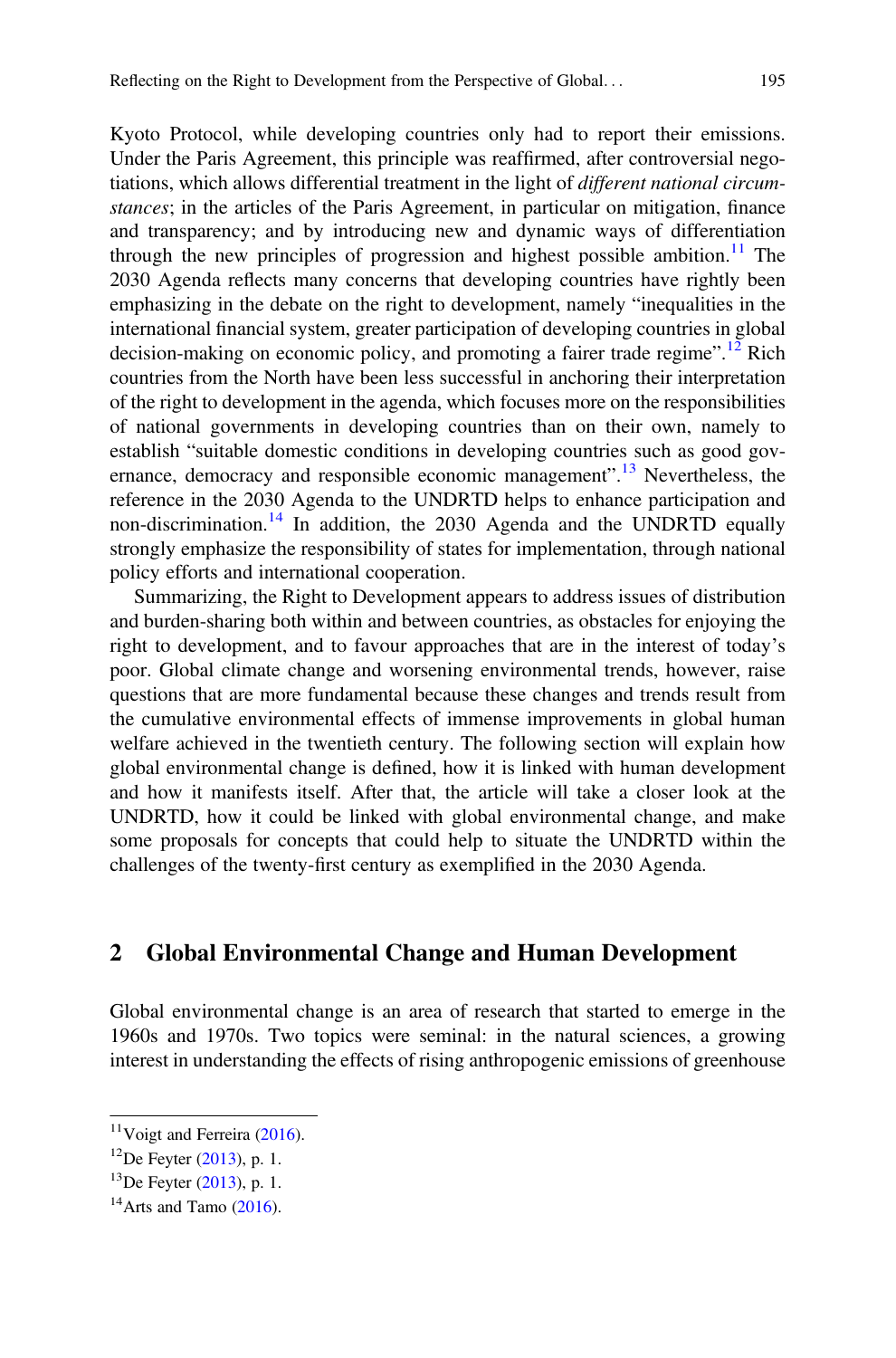Kyoto Protocol, while developing countries only had to report their emissions. Under the Paris Agreement, this principle was reaffirmed, after controversial negotiations, which allows differential treatment in the light of *different national circumstances*; in the articles of the Paris Agreement, in particular on mitigation, finance and transparency; and by introducing new and dynamic ways of differentiation through the new principles of progression and highest possible ambition.[11] The 2030 Agenda reflects many concerns that developing countries have rightly been emphasizing in the debate on the right to development, namely "inequalities in the international financial system, greater participation of developing countries in global decision-making on economic policy, and promoting a fairer trade regime".[12] Rich countries from the North have been less successful in anchoring their interpretation of the right to development in the agenda, which focuses more on the responsibilities of national governments in developing countries than on their own, namely to establish "suitable domestic conditions in developing countries such as good governance, democracy and responsible economic management".[13] Nevertheless, the reference in the 2030 Agenda to the UNDRTD helps to enhance participation and non-discrimination.[14] In addition, the 2030 Agenda and the UNDRTD equally strongly emphasize the responsibility of states for implementation, through national policy efforts and international cooperation.

Summarizing, the Right to Development appears to address issues of distribution and burden-sharing both within and between countries, as obstacles for enjoying the right to development, and to favour approaches that are in the interest of today's poor. Global climate change and worsening environmental trends, however, raise questions that are more fundamental because these changes and trends result from the cumulative environmental effects of immense improvements in global human welfare achieved in the twentieth century. The following section will explain how global environmental change is defined, how it is linked with human development and how it manifests itself. After that, the article will take a closer look at the UNDRTD, how it could be linked with global environmental change, and make some proposals for concepts that could help to situate the UNDRTD within the challenges of the twenty-first century as exemplified in the 2030 Agenda.

## 2 Global Environmental Change and Human Development

Global environmental change is an area of research that started to emerge in the 1960s and 1970s. Two topics were seminal: in the natural sciences, a growing interest in understanding the effects of rising anthropogenic emissions of greenhouse

---

[11] Voigt and Ferreira (2016).

[12] De Feyter (2013), p. 1.

[13] De Feyter (2013), p. 1.

[14] Arts and Tamo (2016).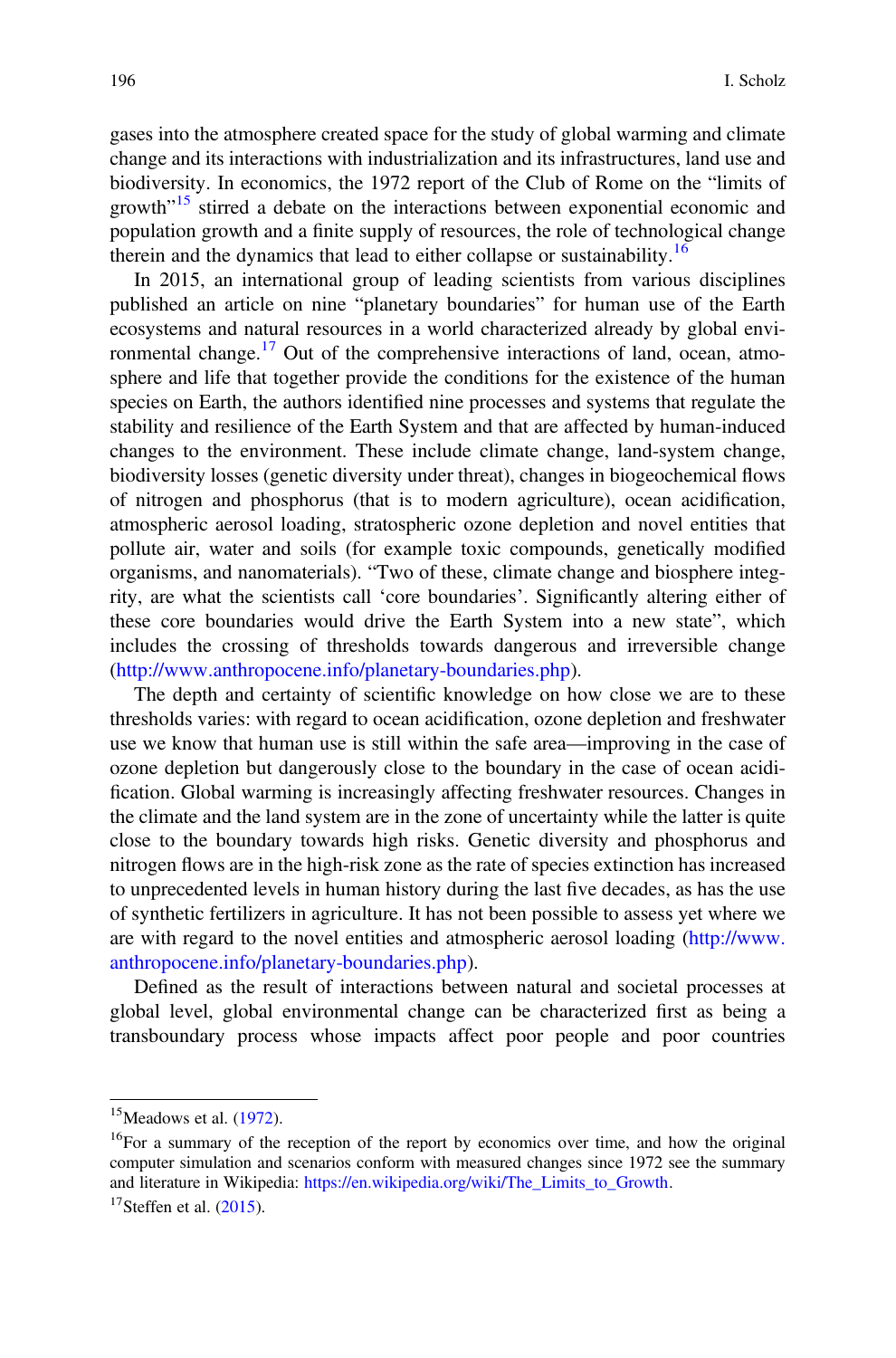gases into the atmosphere created space for the study of global warming and climate change and its interactions with industrialization and its infrastructures, land use and biodiversity. In economics, the 1972 report of the Club of Rome on the "limits of growth"[15] stirred a debate on the interactions between exponential economic and population growth and a finite supply of resources, the role of technological change therein and the dynamics that lead to either collapse or sustainability.[16]

In 2015, an international group of leading scientists from various disciplines published an article on nine "planetary boundaries" for human use of the Earth ecosystems and natural resources in a world characterized already by global environmental change.[17] Out of the comprehensive interactions of land, ocean, atmosphere and life that together provide the conditions for the existence of the human species on Earth, the authors identified nine processes and systems that regulate the stability and resilience of the Earth System and that are affected by human-induced changes to the environment. These include climate change, land-system change, biodiversity losses (genetic diversity under threat), changes in biogeochemical flows of nitrogen and phosphorus (that is to modern agriculture), ocean acidification, atmospheric aerosol loading, stratospheric ozone depletion and novel entities that pollute air, water and soils (for example toxic compounds, genetically modified organisms, and nanomaterials). "Two of these, climate change and biosphere integrity, are what the scientists call 'core boundaries'. Significantly altering either of these core boundaries would drive the Earth System into a new state", which includes the crossing of thresholds towards dangerous and irreversible change (http://www.anthropocene.info/planetary-boundaries.php).

The depth and certainty of scientific knowledge on how close we are to these thresholds varies: with regard to ocean acidification, ozone depletion and freshwater use we know that human use is still within the safe area—improving in the case of ozone depletion but dangerously close to the boundary in the case of ocean acidification. Global warming is increasingly affecting freshwater resources. Changes in the climate and the land system are in the zone of uncertainty while the latter is quite close to the boundary towards high risks. Genetic diversity and phosphorus and nitrogen flows are in the high-risk zone as the rate of species extinction has increased to unprecedented levels in human history during the last five decades, as has the use of synthetic fertilizers in agriculture. It has not been possible to assess yet where we are with regard to the novel entities and atmospheric aerosol loading (http://www.anthropocene.info/planetary-boundaries.php).

Defined as the result of interactions between natural and societal processes at global level, global environmental change can be characterized first as being a transboundary process whose impacts affect poor people and poor countries

---

[15] Meadows et al. (1972).

[16] For a summary of the reception of the report by economics over time, and how the original computer simulation and scenarios conform with measured changes since 1972 see the summary and literature in Wikipedia: https://en.wikipedia.org/wiki/The_Limits_to_Growth.

[17] Steffen et al. (2015).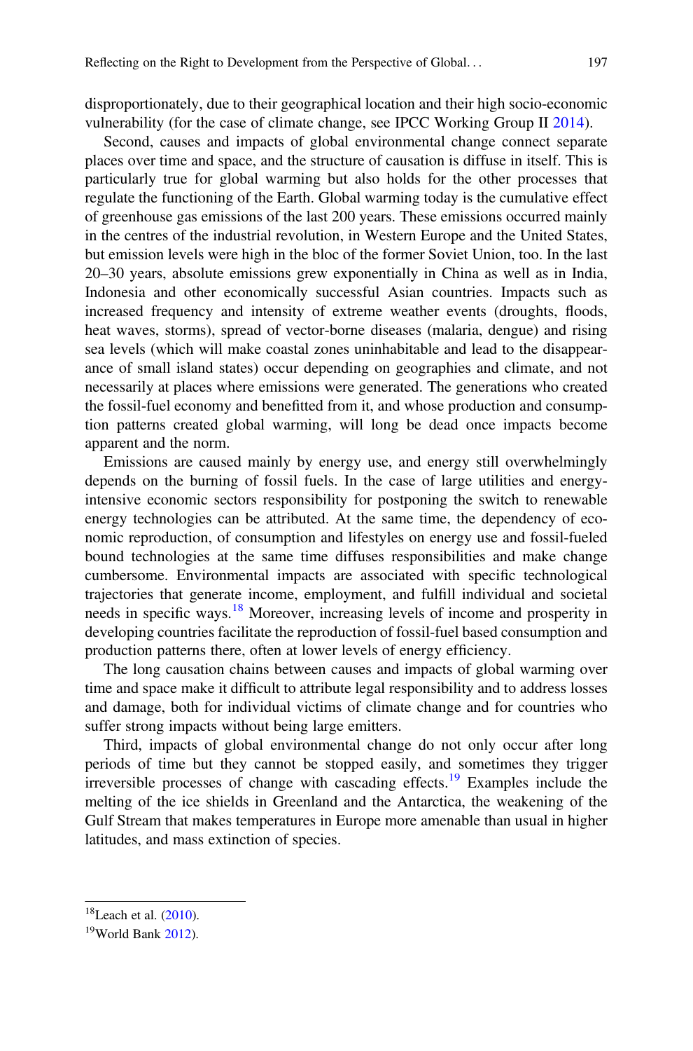disproportionately, due to their geographical location and their high socio-economic vulnerability (for the case of climate change, see IPCC Working Group II 2014).

Second, causes and impacts of global environmental change connect separate places over time and space, and the structure of causation is diffuse in itself. This is particularly true for global warming but also holds for the other processes that regulate the functioning of the Earth. Global warming today is the cumulative effect of greenhouse gas emissions of the last 200 years. These emissions occurred mainly in the centres of the industrial revolution, in Western Europe and the United States, but emission levels were high in the bloc of the former Soviet Union, too. In the last 20–30 years, absolute emissions grew exponentially in China as well as in India, Indonesia and other economically successful Asian countries. Impacts such as increased frequency and intensity of extreme weather events (droughts, floods, heat waves, storms), spread of vector-borne diseases (malaria, dengue) and rising sea levels (which will make coastal zones uninhabitable and lead to the disappearance of small island states) occur depending on geographies and climate, and not necessarily at places where emissions were generated. The generations who created the fossil-fuel economy and benefitted from it, and whose production and consumption patterns created global warming, will long be dead once impacts become apparent and the norm.

Emissions are caused mainly by energy use, and energy still overwhelmingly depends on the burning of fossil fuels. In the case of large utilities and energy-intensive economic sectors responsibility for postponing the switch to renewable energy technologies can be attributed. At the same time, the dependency of economic reproduction, of consumption and lifestyles on energy use and fossil-fueled bound technologies at the same time diffuses responsibilities and make change cumbersome. Environmental impacts are associated with specific technological trajectories that generate income, employment, and fulfill individual and societal needs in specific ways.[18] Moreover, increasing levels of income and prosperity in developing countries facilitate the reproduction of fossil-fuel based consumption and production patterns there, often at lower levels of energy efficiency.

The long causation chains between causes and impacts of global warming over time and space make it difficult to attribute legal responsibility and to address losses and damage, both for individual victims of climate change and for countries who suffer strong impacts without being large emitters.

Third, impacts of global environmental change do not only occur after long periods of time but they cannot be stopped easily, and sometimes they trigger irreversible processes of change with cascading effects.[19] Examples include the melting of the ice shields in Greenland and the Antarctica, the weakening of the Gulf Stream that makes temperatures in Europe more amenable than usual in higher latitudes, and mass extinction of species.

---

[18] Leach et al. (2010).

[19] World Bank 2012).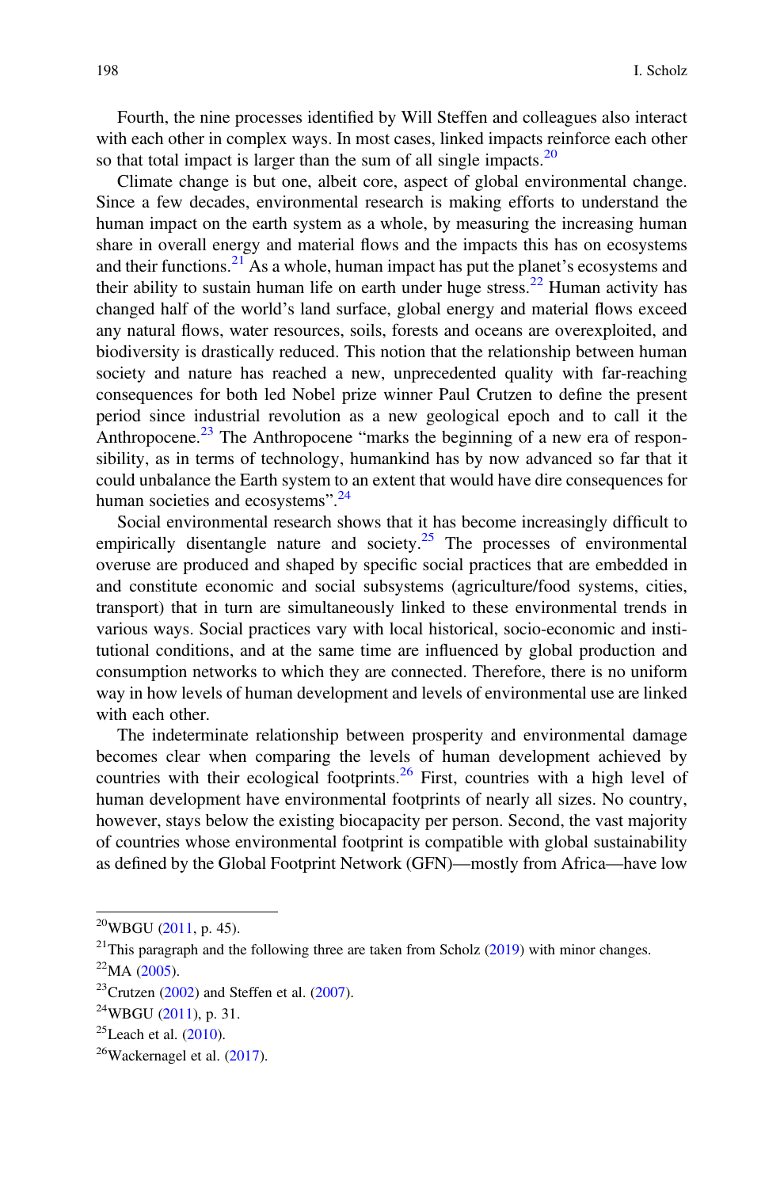Fourth, the nine processes identified by Will Steffen and colleagues also interact with each other in complex ways. In most cases, linked impacts reinforce each other so that total impact is larger than the sum of all single impacts.[20]

Climate change is but one, albeit core, aspect of global environmental change. Since a few decades, environmental research is making efforts to understand the human impact on the earth system as a whole, by measuring the increasing human share in overall energy and material flows and the impacts this has on ecosystems and their functions.[21] As a whole, human impact has put the planet's ecosystems and their ability to sustain human life on earth under huge stress.[22] Human activity has changed half of the world's land surface, global energy and material flows exceed any natural flows, water resources, soils, forests and oceans are overexploited, and biodiversity is drastically reduced. This notion that the relationship between human society and nature has reached a new, unprecedented quality with far-reaching consequences for both led Nobel prize winner Paul Crutzen to define the present period since industrial revolution as a new geological epoch and to call it the Anthropocene.[23] The Anthropocene "marks the beginning of a new era of responsibility, as in terms of technology, humankind has by now advanced so far that it could unbalance the Earth system to an extent that would have dire consequences for human societies and ecosystems".[24]

Social environmental research shows that it has become increasingly difficult to empirically disentangle nature and society.[25] The processes of environmental overuse are produced and shaped by specific social practices that are embedded in and constitute economic and social subsystems (agriculture/food systems, cities, transport) that in turn are simultaneously linked to these environmental trends in various ways. Social practices vary with local historical, socio-economic and institutional conditions, and at the same time are influenced by global production and consumption networks to which they are connected. Therefore, there is no uniform way in how levels of human development and levels of environmental use are linked with each other.

The indeterminate relationship between prosperity and environmental damage becomes clear when comparing the levels of human development achieved by countries with their ecological footprints.[26] First, countries with a high level of human development have environmental footprints of nearly all sizes. No country, however, stays below the existing biocapacity per person. Second, the vast majority of countries whose environmental footprint is compatible with global sustainability as defined by the Global Footprint Network (GFN)—mostly from Africa—have low

---

[20] WBGU (2011, p. 45).

[21] This paragraph and the following three are taken from Scholz (2019) with minor changes.

[22] MA (2005).

[23] Crutzen (2002) and Steffen et al. (2007).

[24] WBGU (2011), p. 31.

[25] Leach et al. (2010).

[26] Wackernagel et al. (2017).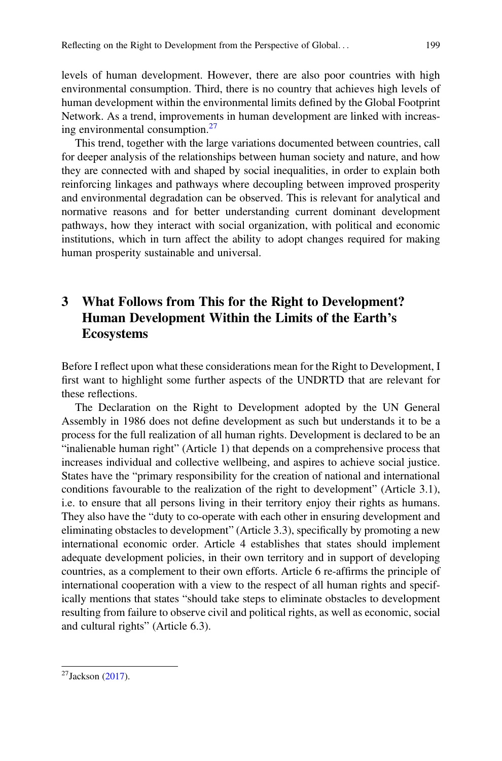levels of human development. However, there are also poor countries with high environmental consumption. Third, there is no country that achieves high levels of human development within the environmental limits defined by the Global Footprint Network. As a trend, improvements in human development are linked with increasing environmental consumption.[27]

This trend, together with the large variations documented between countries, call for deeper analysis of the relationships between human society and nature, and how they are connected with and shaped by social inequalities, in order to explain both reinforcing linkages and pathways where decoupling between improved prosperity and environmental degradation can be observed. This is relevant for analytical and normative reasons and for better understanding current dominant development pathways, how they interact with social organization, with political and economic institutions, which in turn affect the ability to adopt changes required for making human prosperity sustainable and universal.

## 3 What Follows from This for the Right to Development? Human Development Within the Limits of the Earth's Ecosystems

Before I reflect upon what these considerations mean for the Right to Development, I first want to highlight some further aspects of the UNDRTD that are relevant for these reflections.

The Declaration on the Right to Development adopted by the UN General Assembly in 1986 does not define development as such but understands it to be a process for the full realization of all human rights. Development is declared to be an "inalienable human right" (Article 1) that depends on a comprehensive process that increases individual and collective wellbeing, and aspires to achieve social justice. States have the "primary responsibility for the creation of national and international conditions favourable to the realization of the right to development" (Article 3.1), i.e. to ensure that all persons living in their territory enjoy their rights as humans. They also have the "duty to co-operate with each other in ensuring development and eliminating obstacles to development" (Article 3.3), specifically by promoting a new international economic order. Article 4 establishes that states should implement adequate development policies, in their own territory and in support of developing countries, as a complement to their own efforts. Article 6 re-affirms the principle of international cooperation with a view to the respect of all human rights and specifically mentions that states "should take steps to eliminate obstacles to development resulting from failure to observe civil and political rights, as well as economic, social and cultural rights" (Article 6.3).

[27] Jackson (2017).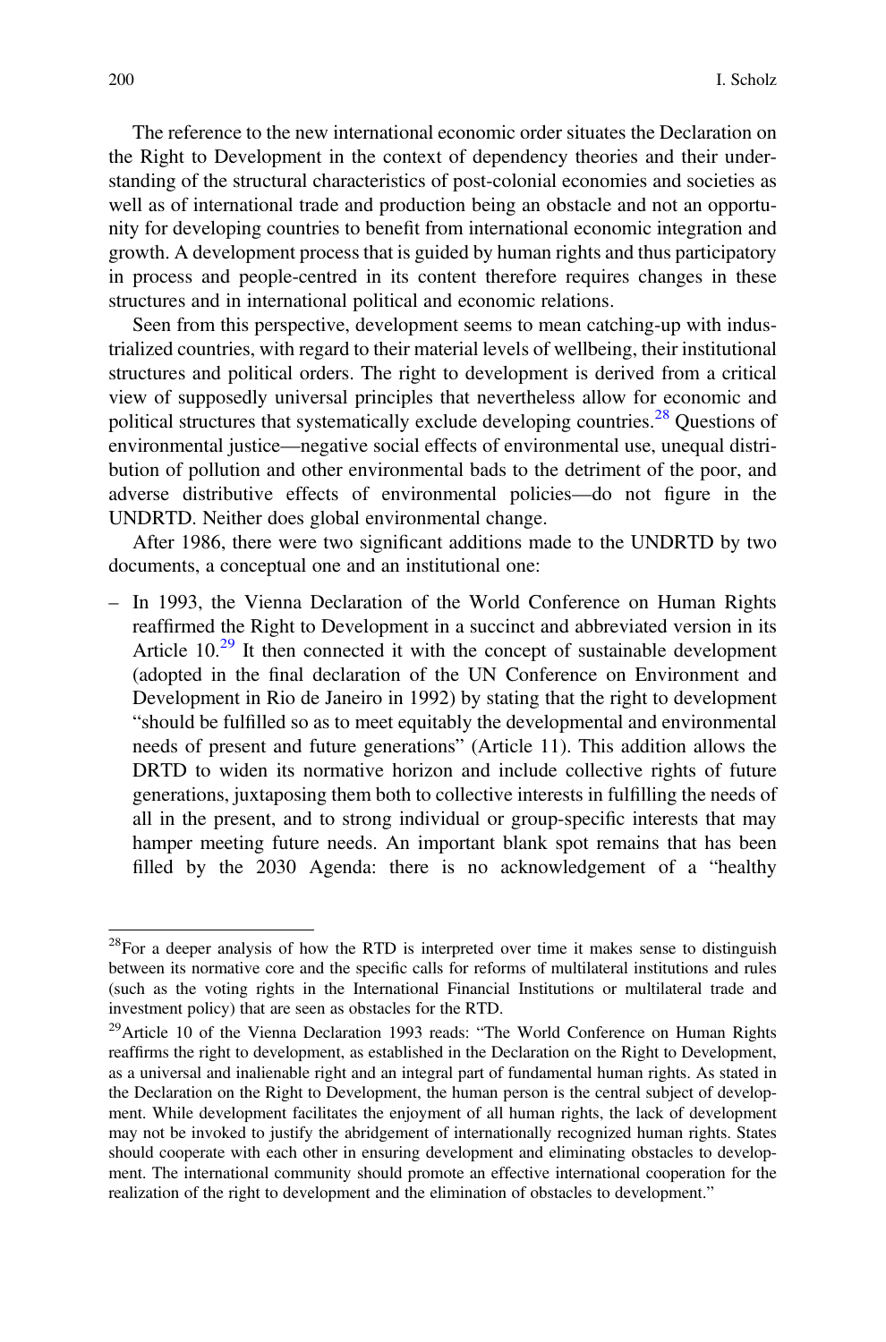The reference to the new international economic order situates the Declaration on the Right to Development in the context of dependency theories and their understanding of the structural characteristics of post-colonial economies and societies as well as of international trade and production being an obstacle and not an opportunity for developing countries to benefit from international economic integration and growth. A development process that is guided by human rights and thus participatory in process and people-centred in its content therefore requires changes in these structures and in international political and economic relations.

Seen from this perspective, development seems to mean catching-up with industrialized countries, with regard to their material levels of wellbeing, their institutional structures and political orders. The right to development is derived from a critical view of supposedly universal principles that nevertheless allow for economic and political structures that systematically exclude developing countries.[28] Questions of environmental justice—negative social effects of environmental use, unequal distribution of pollution and other environmental bads to the detriment of the poor, and adverse distributive effects of environmental policies—do not figure in the UNDRTD. Neither does global environmental change.

After 1986, there were two significant additions made to the UNDRTD by two documents, a conceptual one and an institutional one:

– In 1993, the Vienna Declaration of the World Conference on Human Rights reaffirmed the Right to Development in a succinct and abbreviated version in its Article 10.[29] It then connected it with the concept of sustainable development (adopted in the final declaration of the UN Conference on Environment and Development in Rio de Janeiro in 1992) by stating that the right to development "should be fulfilled so as to meet equitably the developmental and environmental needs of present and future generations" (Article 11). This addition allows the DRTD to widen its normative horizon and include collective rights of future generations, juxtaposing them both to collective interests in fulfilling the needs of all in the present, and to strong individual or group-specific interests that may hamper meeting future needs. An important blank spot remains that has been filled by the 2030 Agenda: there is no acknowledgement of a "healthy

[28]For a deeper analysis of how the RTD is interpreted over time it makes sense to distinguish between its normative core and the specific calls for reforms of multilateral institutions and rules (such as the voting rights in the International Financial Institutions or multilateral trade and investment policy) that are seen as obstacles for the RTD.

[29]Article 10 of the Vienna Declaration 1993 reads: "The World Conference on Human Rights reaffirms the right to development, as established in the Declaration on the Right to Development, as a universal and inalienable right and an integral part of fundamental human rights. As stated in the Declaration on the Right to Development, the human person is the central subject of development. While development facilitates the enjoyment of all human rights, the lack of development may not be invoked to justify the abridgement of internationally recognized human rights. States should cooperate with each other in ensuring development and eliminating obstacles to development. The international community should promote an effective international cooperation for the realization of the right to development and the elimination of obstacles to development."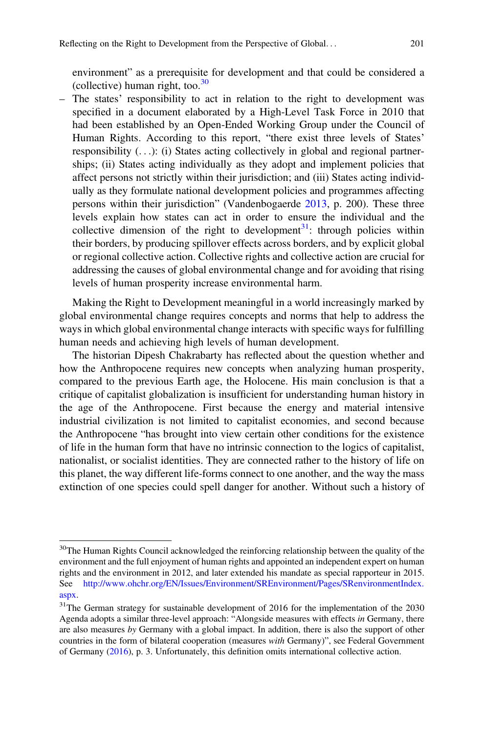environment" as a prerequisite for development and that could be considered a (collective) human right, too.[30]

– The states' responsibility to act in relation to the right to development was specified in a document elaborated by a High-Level Task Force in 2010 that had been established by an Open-Ended Working Group under the Council of Human Rights. According to this report, "there exist three levels of States' responsibility (. . .): (i) States acting collectively in global and regional partnerships; (ii) States acting individually as they adopt and implement policies that affect persons not strictly within their jurisdiction; and (iii) States acting individually as they formulate national development policies and programmes affecting persons within their jurisdiction" (Vandenbogaerde 2013, p. 200). These three levels explain how states can act in order to ensure the individual and the collective dimension of the right to development[31]: through policies within their borders, by producing spillover effects across borders, and by explicit global or regional collective action. Collective rights and collective action are crucial for addressing the causes of global environmental change and for avoiding that rising levels of human prosperity increase environmental harm.

Making the Right to Development meaningful in a world increasingly marked by global environmental change requires concepts and norms that help to address the ways in which global environmental change interacts with specific ways for fulfilling human needs and achieving high levels of human development.

The historian Dipesh Chakrabarty has reflected about the question whether and how the Anthropocene requires new concepts when analyzing human prosperity, compared to the previous Earth age, the Holocene. His main conclusion is that a critique of capitalist globalization is insufficient for understanding human history in the age of the Anthropocene. First because the energy and material intensive industrial civilization is not limited to capitalist economies, and second because the Anthropocene "has brought into view certain other conditions for the existence of life in the human form that have no intrinsic connection to the logics of capitalist, nationalist, or socialist identities. They are connected rather to the history of life on this planet, the way different life-forms connect to one another, and the way the mass extinction of one species could spell danger for another. Without such a history of

---

[30] The Human Rights Council acknowledged the reinforcing relationship between the quality of the environment and the full enjoyment of human rights and appointed an independent expert on human rights and the environment in 2012, and later extended his mandate as special rapporteur in 2015. See http://www.ohchr.org/EN/Issues/Environment/SREnvironment/Pages/SRenvironmentIndex.aspx.

[31] The German strategy for sustainable development of 2016 for the implementation of the 2030 Agenda adopts a similar three-level approach: "Alongside measures with effects *in* Germany, there are also measures *by* Germany with a global impact. In addition, there is also the support of other countries in the form of bilateral cooperation (measures *with* Germany)", see Federal Government of Germany (2016), p. 3. Unfortunately, this definition omits international collective action.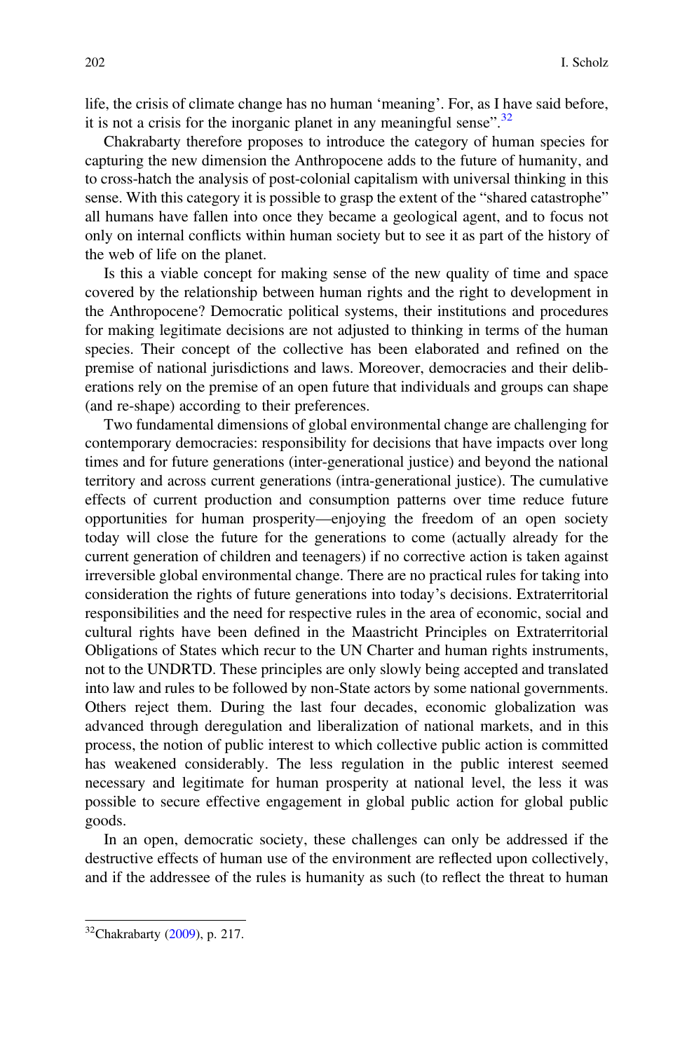life, the crisis of climate change has no human 'meaning'. For, as I have said before, it is not a crisis for the inorganic planet in any meaningful sense".[32]

Chakrabarty therefore proposes to introduce the category of human species for capturing the new dimension the Anthropocene adds to the future of humanity, and to cross-hatch the analysis of post-colonial capitalism with universal thinking in this sense. With this category it is possible to grasp the extent of the "shared catastrophe" all humans have fallen into once they became a geological agent, and to focus not only on internal conflicts within human society but to see it as part of the history of the web of life on the planet.

Is this a viable concept for making sense of the new quality of time and space covered by the relationship between human rights and the right to development in the Anthropocene? Democratic political systems, their institutions and procedures for making legitimate decisions are not adjusted to thinking in terms of the human species. Their concept of the collective has been elaborated and refined on the premise of national jurisdictions and laws. Moreover, democracies and their deliberations rely on the premise of an open future that individuals and groups can shape (and re-shape) according to their preferences.

Two fundamental dimensions of global environmental change are challenging for contemporary democracies: responsibility for decisions that have impacts over long times and for future generations (inter-generational justice) and beyond the national territory and across current generations (intra-generational justice). The cumulative effects of current production and consumption patterns over time reduce future opportunities for human prosperity—enjoying the freedom of an open society today will close the future for the generations to come (actually already for the current generation of children and teenagers) if no corrective action is taken against irreversible global environmental change. There are no practical rules for taking into consideration the rights of future generations into today's decisions. Extraterritorial responsibilities and the need for respective rules in the area of economic, social and cultural rights have been defined in the Maastricht Principles on Extraterritorial Obligations of States which recur to the UN Charter and human rights instruments, not to the UNDRTD. These principles are only slowly being accepted and translated into law and rules to be followed by non-State actors by some national governments. Others reject them. During the last four decades, economic globalization was advanced through deregulation and liberalization of national markets, and in this process, the notion of public interest to which collective public action is committed has weakened considerably. The less regulation in the public interest seemed necessary and legitimate for human prosperity at national level, the less it was possible to secure effective engagement in global public action for global public goods.

In an open, democratic society, these challenges can only be addressed if the destructive effects of human use of the environment are reflected upon collectively, and if the addressee of the rules is humanity as such (to reflect the threat to human

[32] Chakrabarty (2009), p. 217.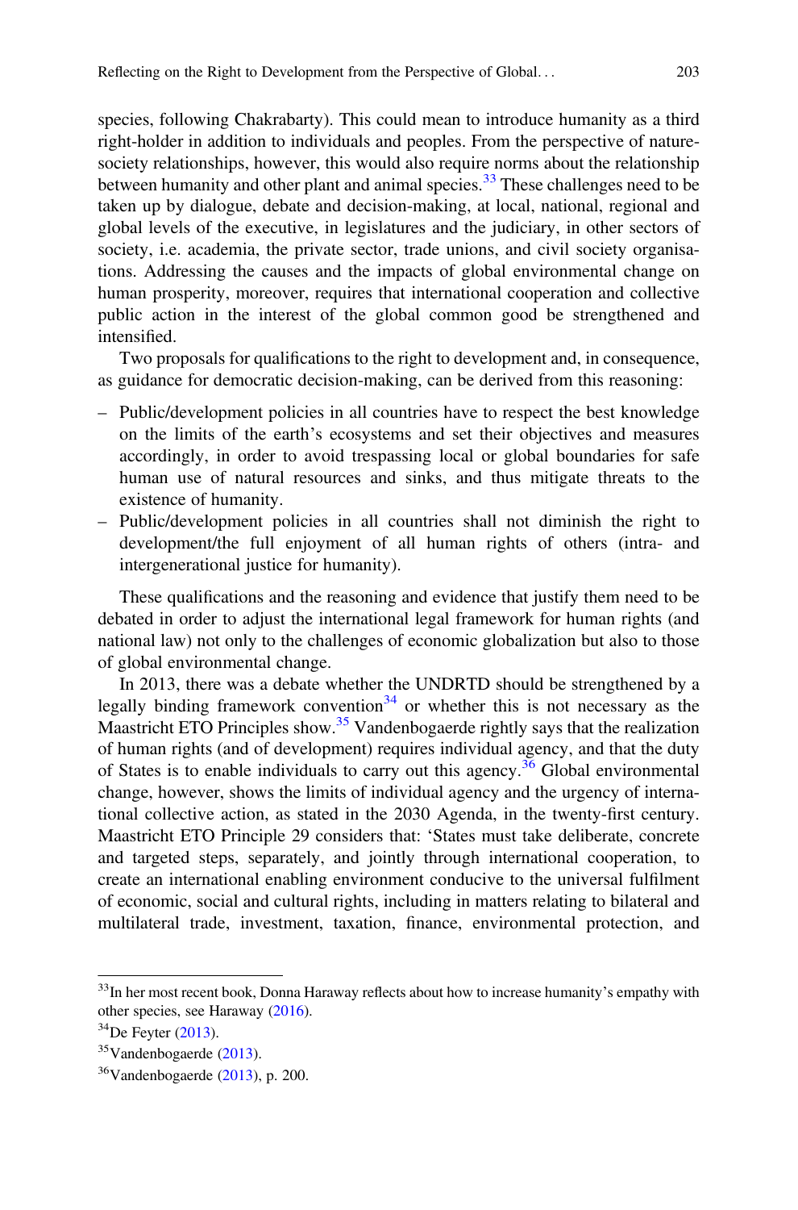species, following Chakrabarty). This could mean to introduce humanity as a third right-holder in addition to individuals and peoples. From the perspective of nature-society relationships, however, this would also require norms about the relationship between humanity and other plant and animal species.[33] These challenges need to be taken up by dialogue, debate and decision-making, at local, national, regional and global levels of the executive, in legislatures and the judiciary, in other sectors of society, i.e. academia, the private sector, trade unions, and civil society organisations. Addressing the causes and the impacts of global environmental change on human prosperity, moreover, requires that international cooperation and collective public action in the interest of the global common good be strengthened and intensified.

Two proposals for qualifications to the right to development and, in consequence, as guidance for democratic decision-making, can be derived from this reasoning:

- Public/development policies in all countries have to respect the best knowledge on the limits of the earth's ecosystems and set their objectives and measures accordingly, in order to avoid trespassing local or global boundaries for safe human use of natural resources and sinks, and thus mitigate threats to the existence of humanity.
- Public/development policies in all countries shall not diminish the right to development/the full enjoyment of all human rights of others (intra- and intergenerational justice for humanity).

These qualifications and the reasoning and evidence that justify them need to be debated in order to adjust the international legal framework for human rights (and national law) not only to the challenges of economic globalization but also to those of global environmental change.

In 2013, there was a debate whether the UNDRTD should be strengthened by a legally binding framework convention[34] or whether this is not necessary as the Maastricht ETO Principles show.[35] Vandenbogaerde rightly says that the realization of human rights (and of development) requires individual agency, and that the duty of States is to enable individuals to carry out this agency.[36] Global environmental change, however, shows the limits of individual agency and the urgency of international collective action, as stated in the 2030 Agenda, in the twenty-first century. Maastricht ETO Principle 29 considers that: 'States must take deliberate, concrete and targeted steps, separately, and jointly through international cooperation, to create an international enabling environment conducive to the universal fulfilment of economic, social and cultural rights, including in matters relating to bilateral and multilateral trade, investment, taxation, finance, environmental protection, and

---

[33] In her most recent book, Donna Haraway reflects about how to increase humanity's empathy with other species, see Haraway (2016).

[34] De Feyter (2013).

[35] Vandenbogaerde (2013).

[36] Vandenbogaerde (2013), p. 200.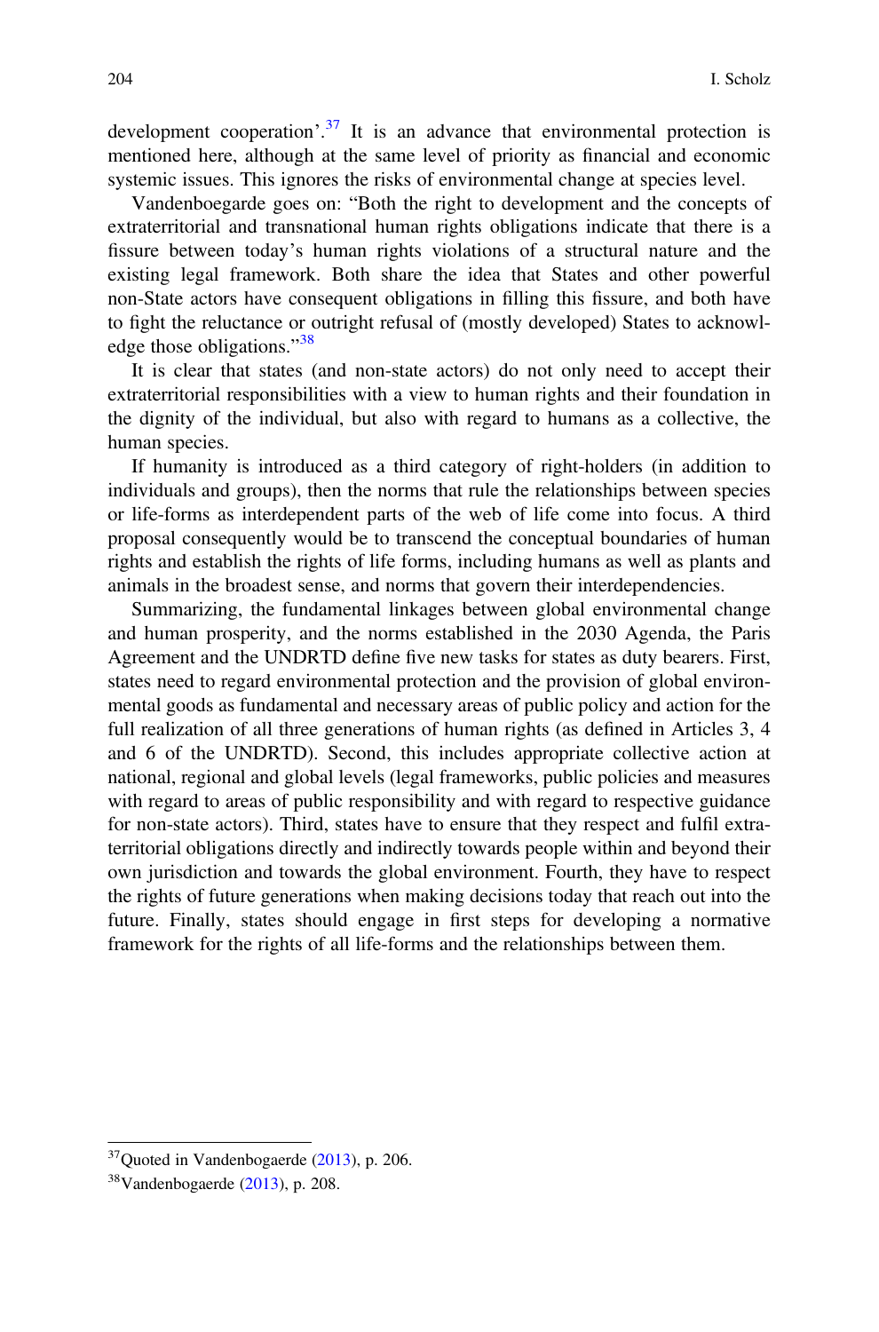development cooperation'.[37] It is an advance that environmental protection is mentioned here, although at the same level of priority as financial and economic systemic issues. This ignores the risks of environmental change at species level.

Vandenboegarde goes on: "Both the right to development and the concepts of extraterritorial and transnational human rights obligations indicate that there is a fissure between today's human rights violations of a structural nature and the existing legal framework. Both share the idea that States and other powerful non-State actors have consequent obligations in filling this fissure, and both have to fight the reluctance or outright refusal of (mostly developed) States to acknowledge those obligations."[38]

It is clear that states (and non-state actors) do not only need to accept their extraterritorial responsibilities with a view to human rights and their foundation in the dignity of the individual, but also with regard to humans as a collective, the human species.

If humanity is introduced as a third category of right-holders (in addition to individuals and groups), then the norms that rule the relationships between species or life-forms as interdependent parts of the web of life come into focus. A third proposal consequently would be to transcend the conceptual boundaries of human rights and establish the rights of life forms, including humans as well as plants and animals in the broadest sense, and norms that govern their interdependencies.

Summarizing, the fundamental linkages between global environmental change and human prosperity, and the norms established in the 2030 Agenda, the Paris Agreement and the UNDRTD define five new tasks for states as duty bearers. First, states need to regard environmental protection and the provision of global environmental goods as fundamental and necessary areas of public policy and action for the full realization of all three generations of human rights (as defined in Articles 3, 4 and 6 of the UNDRTD). Second, this includes appropriate collective action at national, regional and global levels (legal frameworks, public policies and measures with regard to areas of public responsibility and with regard to respective guidance for non-state actors). Third, states have to ensure that they respect and fulfil extraterritorial obligations directly and indirectly towards people within and beyond their own jurisdiction and towards the global environment. Fourth, they have to respect the rights of future generations when making decisions today that reach out into the future. Finally, states should engage in first steps for developing a normative framework for the rights of all life-forms and the relationships between them.

---

[37] Quoted in Vandenbogaerde (2013), p. 206.

[38] Vandenbogaerde (2013), p. 208.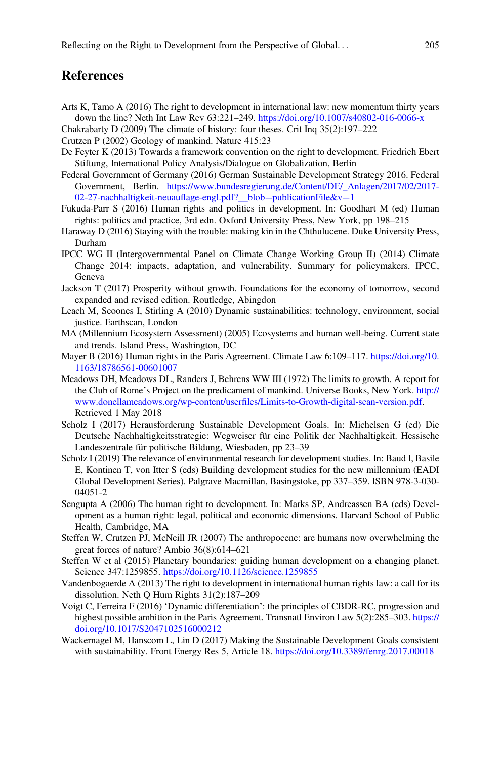## References

Arts K, Tamo A (2016) The right to development in international law: new momentum thirty years down the line? Neth Int Law Rev 63:221–249. https://doi.org/10.1007/s40802-016-0066-x

Chakrabarty D (2009) The climate of history: four theses. Crit Inq 35(2):197–222

Crutzen P (2002) Geology of mankind. Nature 415:23

De Feyter K (2013) Towards a framework convention on the right to development. Friedrich Ebert Stiftung, International Policy Analysis/Dialogue on Globalization, Berlin

Federal Government of Germany (2016) German Sustainable Development Strategy 2016. Federal Government, Berlin. https://www.bundesregierung.de/Content/DE/_Anlagen/2017/02/2017-02-27-nachhaltigkeit-neuauflage-engl.pdf?__blob=publicationFile&v=1

Fukuda-Parr S (2016) Human rights and politics in development. In: Goodhart M (ed) Human rights: politics and practice, 3rd edn. Oxford University Press, New York, pp 198–215

Haraway D (2016) Staying with the trouble: making kin in the Chthulucene. Duke University Press, Durham

IPCC WG II (Intergovernmental Panel on Climate Change Working Group II) (2014) Climate Change 2014: impacts, adaptation, and vulnerability. Summary for policymakers. IPCC, Geneva

Jackson T (2017) Prosperity without growth. Foundations for the economy of tomorrow, second expanded and revised edition. Routledge, Abingdon

Leach M, Scoones I, Stirling A (2010) Dynamic sustainabilities: technology, environment, social justice. Earthscan, London

MA (Millennium Ecosystem Assessment) (2005) Ecosystems and human well-being. Current state and trends. Island Press, Washington, DC

Mayer B (2016) Human rights in the Paris Agreement. Climate Law 6:109–117. https://doi.org/10.1163/18786561-00601007

Meadows DH, Meadows DL, Randers J, Behrens WW III (1972) The limits to growth. A report for the Club of Rome's Project on the predicament of mankind. Universe Books, New York. http://www.donellameadows.org/wp-content/userfiles/Limits-to-Growth-digital-scan-version.pdf. Retrieved 1 May 2018

Scholz I (2017) Herausforderung Sustainable Development Goals. In: Michelsen G (ed) Die Deutsche Nachhaltigkeitsstrategie: Wegweiser für eine Politik der Nachhaltigkeit. Hessische Landeszentrale für politische Bildung, Wiesbaden, pp 23–39

Scholz I (2019) The relevance of environmental research for development studies. In: Baud I, Basile E, Kontinen T, von Itter S (eds) Building development studies for the new millennium (EADI Global Development Series). Palgrave Macmillan, Basingstoke, pp 337–359. ISBN 978-3-030-04051-2

Sengupta A (2006) The human right to development. In: Marks SP, Andreassen BA (eds) Development as a human right: legal, political and economic dimensions. Harvard School of Public Health, Cambridge, MA

Steffen W, Crutzen PJ, McNeill JR (2007) The anthropocene: are humans now overwhelming the great forces of nature? Ambio 36(8):614–621

Steffen W et al (2015) Planetary boundaries: guiding human development on a changing planet. Science 347:1259855. https://doi.org/10.1126/science.1259855

Vandenbogaerde A (2013) The right to development in international human rights law: a call for its dissolution. Neth Q Hum Rights 31(2):187–209

Voigt C, Ferreira F (2016) 'Dynamic differentiation': the principles of CBDR-RC, progression and highest possible ambition in the Paris Agreement. Transnatl Environ Law 5(2):285–303. https://doi.org/10.1017/S2047102516000212

Wackernagel M, Hanscom L, Lin D (2017) Making the Sustainable Development Goals consistent with sustainability. Front Energy Res 5, Article 18. https://doi.org/10.3389/fenrg.2017.00018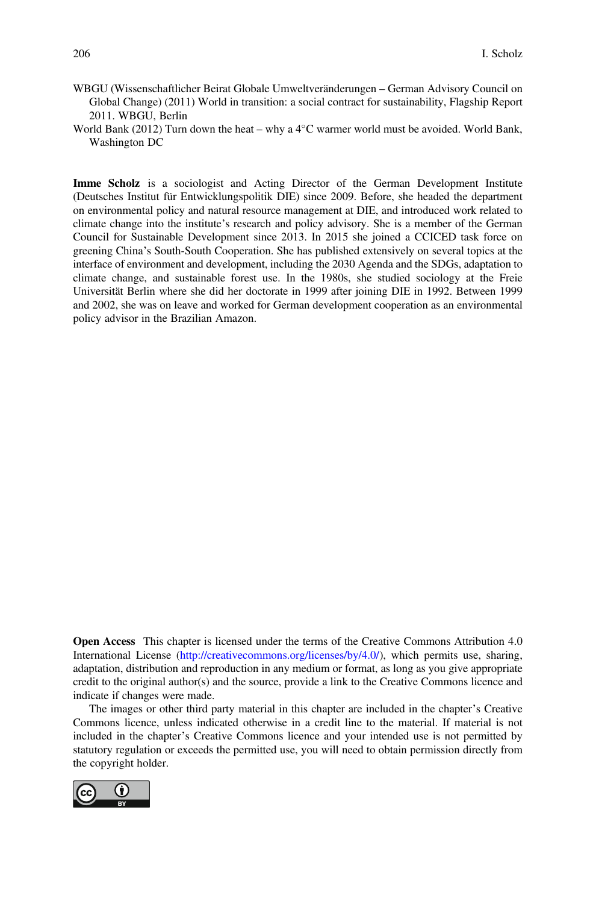WBGU (Wissenschaftlicher Beirat Globale Umweltveränderungen – German Advisory Council on Global Change) (2011) World in transition: a social contract for sustainability, Flagship Report 2011. WBGU, Berlin

World Bank (2012) Turn down the heat – why a 4°C warmer world must be avoided. World Bank, Washington DC

**Imme Scholz** is a sociologist and Acting Director of the German Development Institute (Deutsches Institut für Entwicklungspolitik DIE) since 2009. Before, she headed the department on environmental policy and natural resource management at DIE, and introduced work related to climate change into the institute's research and policy advisory. She is a member of the German Council for Sustainable Development since 2013. In 2015 she joined a CCICED task force on greening China's South-South Cooperation. She has published extensively on several topics at the interface of environment and development, including the 2030 Agenda and the SDGs, adaptation to climate change, and sustainable forest use. In the 1980s, she studied sociology at the Freie Universität Berlin where she did her doctorate in 1999 after joining DIE in 1992. Between 1999 and 2002, she was on leave and worked for German development cooperation as an environmental policy advisor in the Brazilian Amazon.

**Open Access** This chapter is licensed under the terms of the Creative Commons Attribution 4.0 International License (http://creativecommons.org/licenses/by/4.0/), which permits use, sharing, adaptation, distribution and reproduction in any medium or format, as long as you give appropriate credit to the original author(s) and the source, provide a link to the Creative Commons licence and indicate if changes were made.

The images or other third party material in this chapter are included in the chapter's Creative Commons licence, unless indicated otherwise in a credit line to the material. If material is not included in the chapter's Creative Commons licence and your intended use is not permitted by statutory regulation or exceeds the permitted use, you will need to obtain permission directly from the copyright holder.